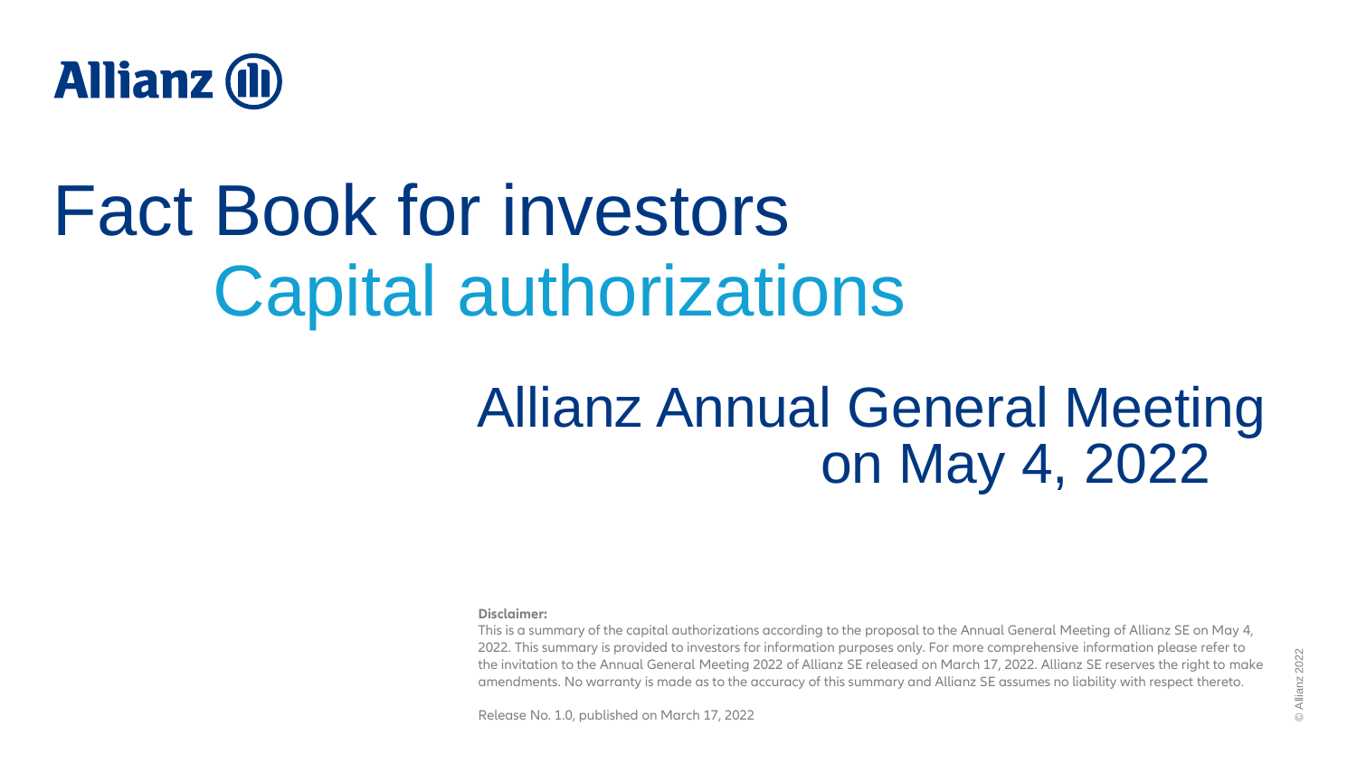Allianz

# Fact Book for investors

## Capital authorizations

## Allianz Annual General Meeting on May 4, 2022

**Disclaimer:**

This is a summary of the capital authorizations according to the proposal to the Annual General Meeting of Allianz SE on May 4, 2022. This summary is provided to investors for information purposes only. For more comprehensive information please refer to the invitation to the Annual General Meeting 2022 of Allianz SE released on March 17, 2022. Allianz SE reserves the right to make amendments. No warranty is made as to the accuracy of this summary and Allianz SE assumes no liability with respect thereto.

Release No. 1.0, published on March 17, 2022

© Allianz 2022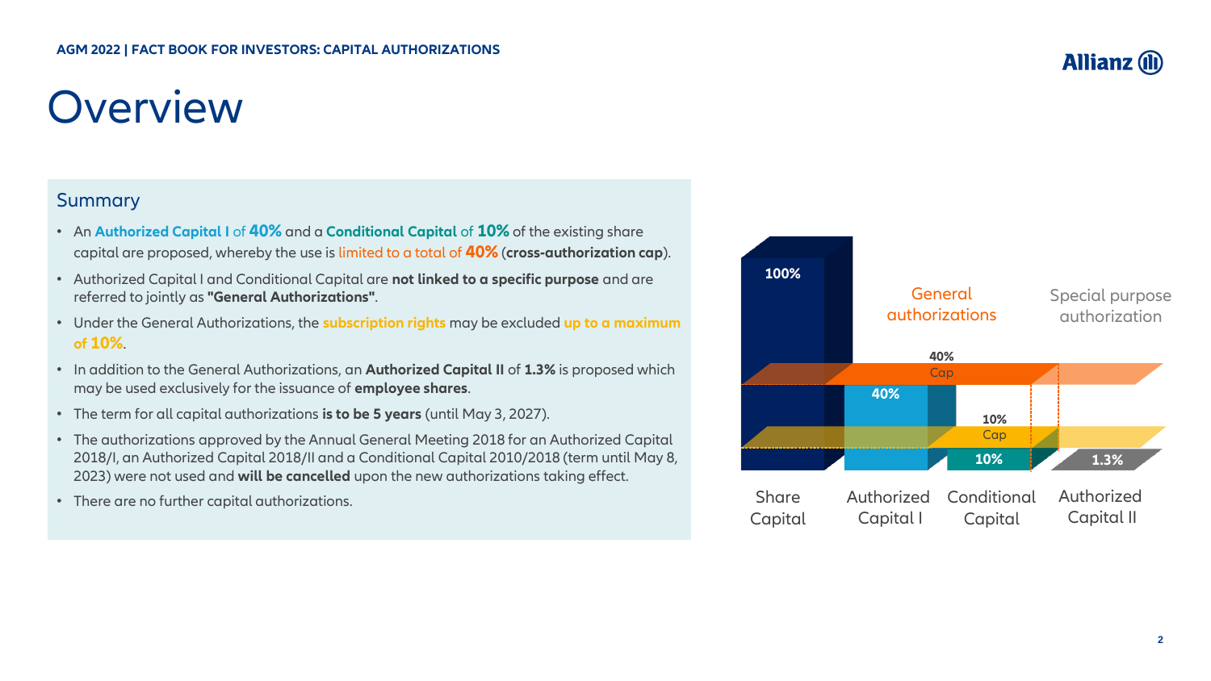# Overview

## Summary

- An **Authorized Capital I** of **40%** and a **Conditional Capital** of **10%** of the existing share capital are proposed, whereby the use is limited to a total of **40%** (**cross-authorization cap**).
- Authorized Capital I and Conditional Capital are **not linked to a specific purpose** and are referred to jointly as **"General Authorizations"**.
- Under the General Authorizations, the **subscription rights** may be excluded **up to a maximum of 10%**.
- In addition to the General Authorizations, an **Authorized Capital II** of **1.3%** is proposed which may be used exclusively for the issuance of **employee shares**.
- The term for all capital authorizations **is to be 5 years** (until May 3, 2027).
- The authorizations approved by the Annual General Meeting 2018 for an Authorized Capital 2018/I, an Authorized Capital 2018/II and a Conditional Capital 2010/2018 (term until May 8, 2023) were not used and **will be cancelled** upon the new authorizations taking effect.
- There are no further capital authorizations.

100%

General authorizations

Special purpose authorization

40% Cap

40%

10% Cap

10%

1.3%

Share Capital | Authorized Capital I | Conditional Capital | Authorized Capital II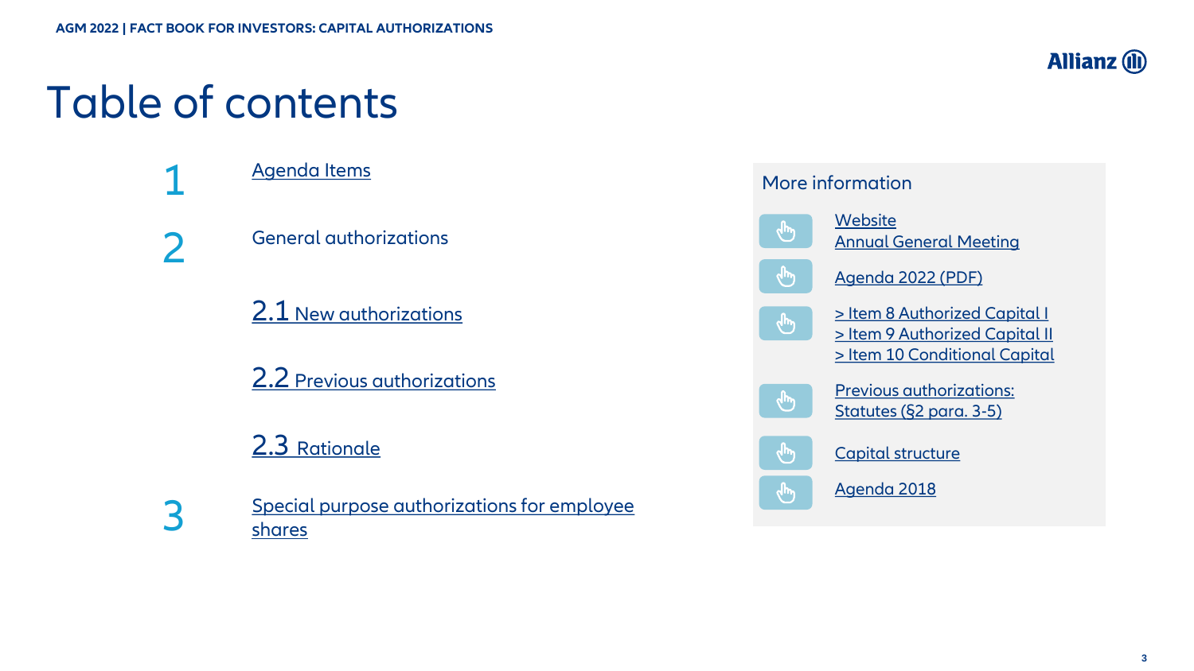# Table of contents

1. Agenda Items
2. General authorizations
   - 2.1 New authorizations
   - 2.2 Previous authorizations
   - 2.3 Rationale
3. Special purpose authorizations for employee shares

## More information

- Website Annual General Meeting
- Agenda 2022 (PDF)
- > Item 8 Authorized Capital I
  > Item 9 Authorized Capital II
  > Item 10 Conditional Capital
- Previous authorizations: Statutes (§2 para. 3-5)
- Capital structure
- Agenda 2018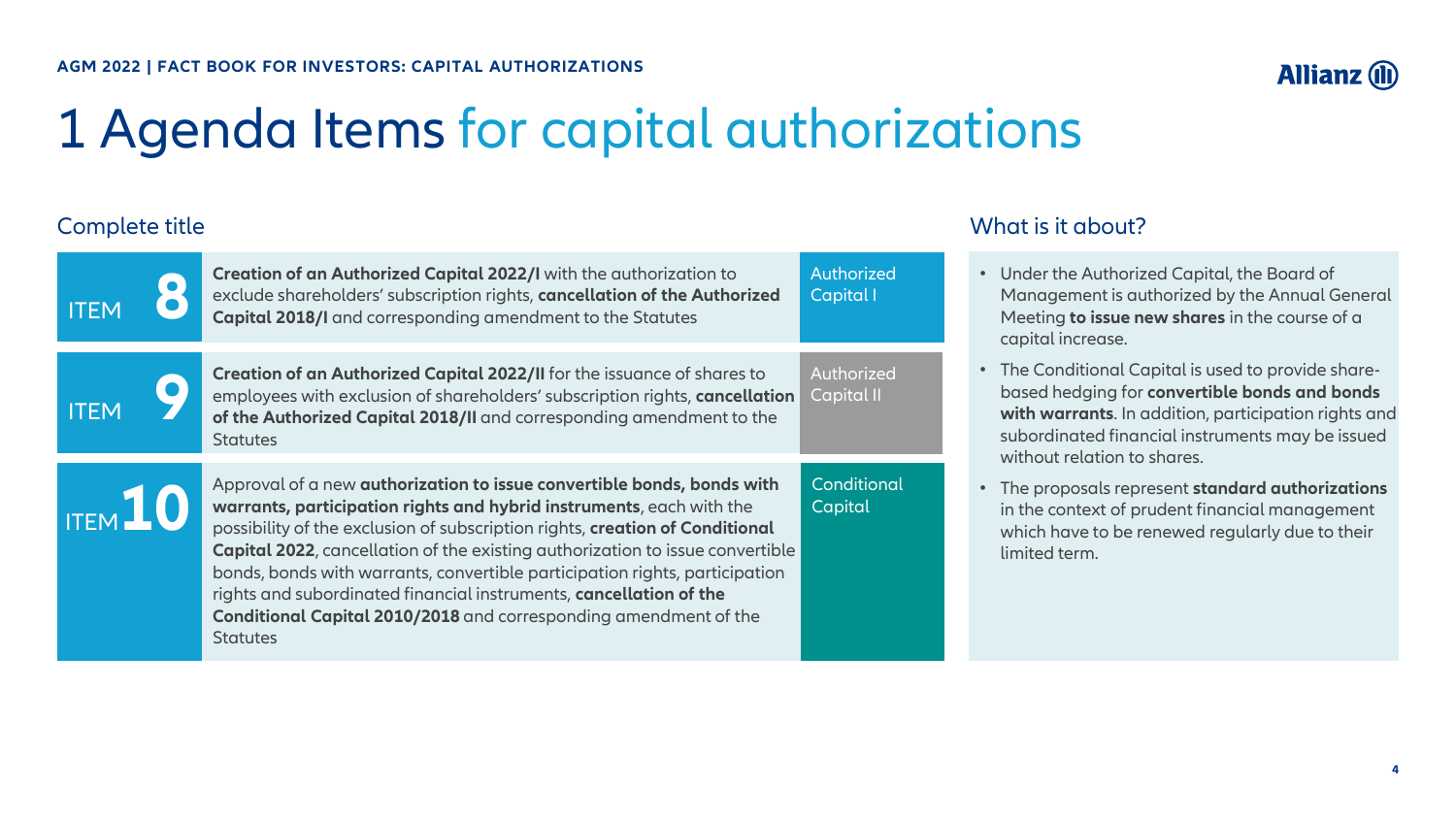# 1 Agenda Items for capital authorizations

## Complete title

| Item | Title | Type |
|---|---|---|
| ITEM 8 | **Creation of an Authorized Capital 2022/I** with the authorization to exclude shareholders' subscription rights, **cancellation of the Authorized Capital 2018/I** and corresponding amendment to the Statutes | Authorized Capital I |
| ITEM 9 | **Creation of an Authorized Capital 2022/II** for the issuance of shares to employees with exclusion of shareholders' subscription rights, **cancellation of the Authorized Capital 2018/II** and corresponding amendment to the Statutes | Authorized Capital II |
| ITEM 10 | Approval of a new **authorization to issue convertible bonds, bonds with warrants, participation rights and hybrid instruments**, each with the possibility of the exclusion of subscription rights, **creation of Conditional Capital 2022**, cancellation of the existing authorization to issue convertible bonds, bonds with warrants, convertible participation rights, participation rights and subordinated financial instruments, **cancellation of the Conditional Capital 2010/2018** and corresponding amendment of the Statutes | Conditional Capital |

## What is it about?

- Under the Authorized Capital, the Board of Management is authorized by the Annual General Meeting **to issue new shares** in the course of a capital increase.
- The Conditional Capital is used to provide share-based hedging for **convertible bonds and bonds with warrants**. In addition, participation rights and subordinated financial instruments may be issued without relation to shares.
- The proposals represent **standard authorizations** in the context of prudent financial management which have to be renewed regularly due to their limited term.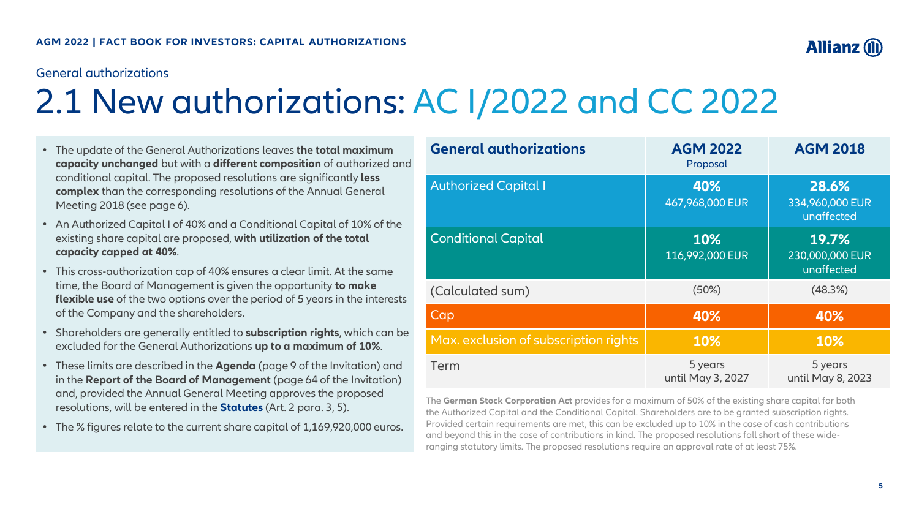General authorizations

# 2.1 New authorizations: AC I/2022 and CC 2022

- The update of the General Authorizations leaves **the total maximum capacity unchanged** but with a **different composition** of authorized and conditional capital. The proposed resolutions are significantly **less complex** than the corresponding resolutions of the Annual General Meeting 2018 (see page 6).
- An Authorized Capital I of 40% and a Conditional Capital of 10% of the existing share capital are proposed, **with utilization of the total capacity capped at 40%**.
- This cross-authorization cap of 40% ensures a clear limit. At the same time, the Board of Management is given the opportunity **to make flexible use** of the two options over the period of 5 years in the interests of the Company and the shareholders.
- Shareholders are generally entitled to **subscription rights**, which can be excluded for the General Authorizations **up to a maximum of 10%**.
- These limits are described in the **Agenda** (page 9 of the Invitation) and in the **Report of the Board of Management** (page 64 of the Invitation) and, provided the Annual General Meeting approves the proposed resolutions, will be entered in the **Statutes** (Art. 2 para. 3, 5).
- The % figures relate to the current share capital of 1,169,920,000 euros.

| General authorizations | AGM 2022 Proposal | AGM 2018 |
|---|---|---|
| Authorized Capital I | **40%** 467,968,000 EUR | **28.6%** 334,960,000 EUR unaffected |
| Conditional Capital | **10%** 116,992,000 EUR | **19.7%** 230,000,000 EUR unaffected |
| (Calculated sum) | (50%) | (48.3%) |
| Cap | **40%** | **40%** |
| Max. exclusion of subscription rights | **10%** | **10%** |
| Term | 5 years until May 3, 2027 | 5 years until May 8, 2023 |

The **German Stock Corporation Act** provides for a maximum of 50% of the existing share capital for both the Authorized Capital and the Conditional Capital. Shareholders are to be granted subscription rights. Provided certain requirements are met, this can be excluded up to 10% in the case of cash contributions and beyond this in the case of contributions in kind. The proposed resolutions fall short of these wide-ranging statutory limits. The proposed resolutions require an approval rate of at least 75%.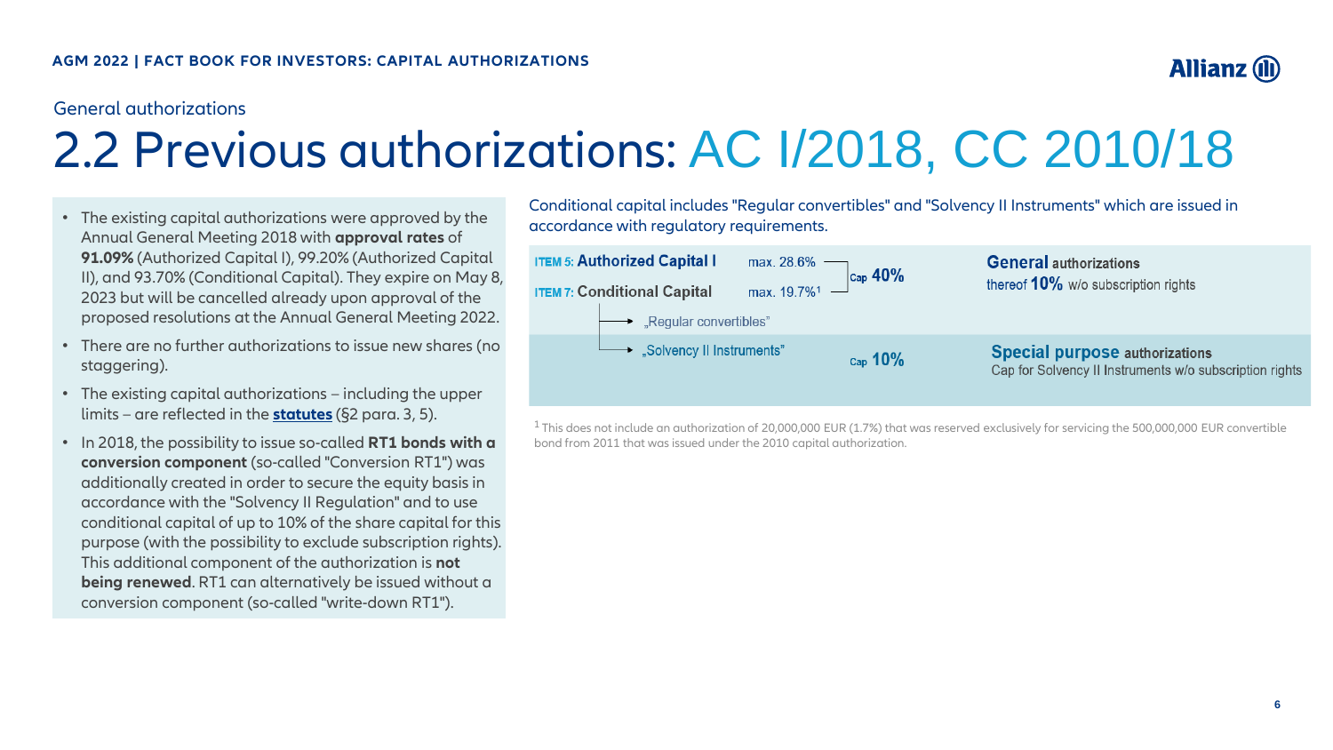General authorizations

# 2.2 Previous authorizations: AC I/2018, CC 2010/18

- The existing capital authorizations were approved by the Annual General Meeting 2018 with **approval rates** of **91.09%** (Authorized Capital I), 99.20% (Authorized Capital II), and 93.70% (Conditional Capital). They expire on May 8, 2023 but will be cancelled already upon approval of the proposed resolutions at the Annual General Meeting 2022.
- There are no further authorizations to issue new shares (no staggering).
- The existing capital authorizations – including the upper limits – are reflected in the **statutes** (§2 para. 3, 5).
- In 2018, the possibility to issue so-called **RT1 bonds with a conversion component** (so-called "Conversion RT1") was additionally created in order to secure the equity basis in accordance with the "Solvency II Regulation" and to use conditional capital of up to 10% of the share capital for this purpose (with the possibility to exclude subscription rights). This additional component of the authorization is **not being renewed**. RT1 can alternatively be issued without a conversion component (so-called "write-down RT1").

Conditional capital includes "Regular convertibles" and "Solvency II Instruments" which are issued in accordance with regulatory requirements.

| Item | Max. | Cap | Type |
|---|---|---|---|
| ITEM 5: **Authorized Capital I** | max. 28.6% | Cap **40%** | **General** authorizations, thereof **10%** w/o subscription rights |
| ITEM 7: **Conditional Capital** | max. 19.7%[1] | | |
| → „Regular convertibles" | | | |
| → „Solvency II Instruments" | | Cap **10%** | **Special purpose** authorizations: Cap for Solvency II Instruments w/o subscription rights |

[1] This does not include an authorization of 20,000,000 EUR (1.7%) that was reserved exclusively for servicing the 500,000,000 EUR convertible bond from 2011 that was issued under the 2010 capital authorization.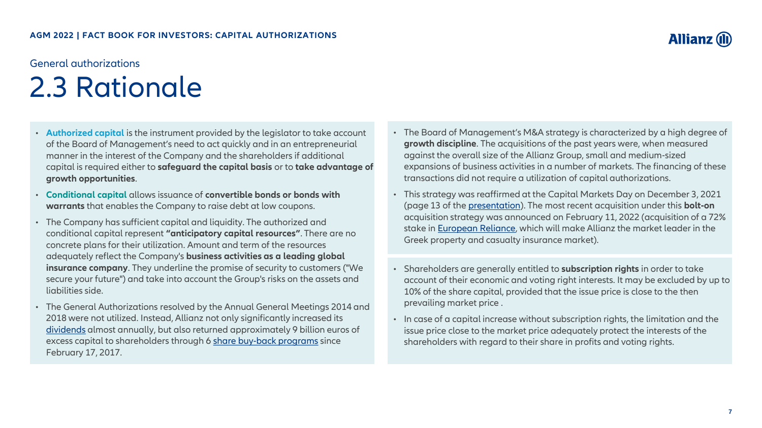General authorizations

# 2.3 Rationale

- **Authorized capital** is the instrument provided by the legislator to take account of the Board of Management's need to act quickly and in an entrepreneurial manner in the interest of the Company and the shareholders if additional capital is required either to **safeguard the capital basis** or to **take advantage of growth opportunities**.
- **Conditional capital** allows issuance of **convertible bonds or bonds with warrants** that enables the Company to raise debt at low coupons.
- The Company has sufficient capital and liquidity. The authorized and conditional capital represent **"anticipatory capital resources"**. There are no concrete plans for their utilization. Amount and term of the resources adequately reflect the Company's **business activities as a leading global insurance company**. They underline the promise of security to customers ("We secure your future") and take into account the Group's risks on the assets and liabilities side.
- The General Authorizations resolved by the Annual General Meetings 2014 and 2018 were not utilized. Instead, Allianz not only significantly increased its dividends almost annually, but also returned approximately 9 billion euros of excess capital to shareholders through 6 share buy-back programs since February 17, 2017.

- The Board of Management's M&A strategy is characterized by a high degree of **growth discipline**. The acquisitions of the past years were, when measured against the overall size of the Allianz Group, small and medium-sized expansions of business activities in a number of markets. The financing of these transactions did not require a utilization of capital authorizations.
- This strategy was reaffirmed at the Capital Markets Day on December 3, 2021 (page 13 of the presentation). The most recent acquisition under this **bolt-on** acquisition strategy was announced on February 11, 2022 (acquisition of a 72% stake in European Reliance, which will make Allianz the market leader in the Greek property and casualty insurance market).

- Shareholders are generally entitled to **subscription rights** in order to take account of their economic and voting right interests. It may be excluded by up to 10% of the share capital, provided that the issue price is close to the then prevailing market price .
- In case of a capital increase without subscription rights, the limitation and the issue price close to the market price adequately protect the interests of the shareholders with regard to their share in profits and voting rights.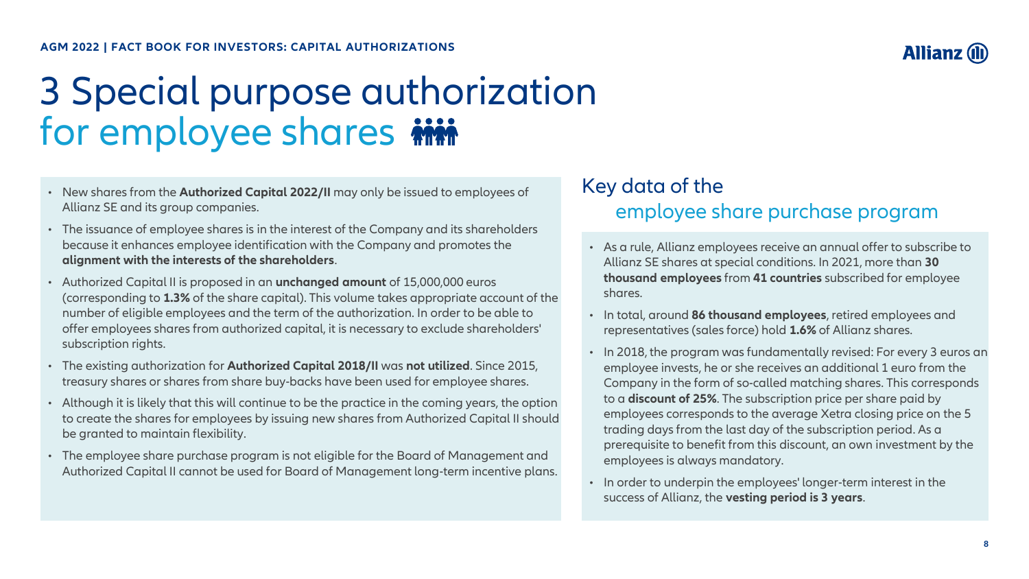# 3 Special purpose authorization for employee shares

- New shares from the **Authorized Capital 2022/II** may only be issued to employees of Allianz SE and its group companies.
- The issuance of employee shares is in the interest of the Company and its shareholders because it enhances employee identification with the Company and promotes the **alignment with the interests of the shareholders**.
- Authorized Capital II is proposed in an **unchanged amount** of 15,000,000 euros (corresponding to **1.3%** of the share capital). This volume takes appropriate account of the number of eligible employees and the term of the authorization. In order to be able to offer employees shares from authorized capital, it is necessary to exclude shareholders' subscription rights.
- The existing authorization for **Authorized Capital 2018/II** was **not utilized**. Since 2015, treasury shares or shares from share buy-backs have been used for employee shares.
- Although it is likely that this will continue to be the practice in the coming years, the option to create the shares for employees by issuing new shares from Authorized Capital II should be granted to maintain flexibility.
- The employee share purchase program is not eligible for the Board of Management and Authorized Capital II cannot be used for Board of Management long-term incentive plans.

## Key data of the employee share purchase program

- As a rule, Allianz employees receive an annual offer to subscribe to Allianz SE shares at special conditions. In 2021, more than **30 thousand employees** from **41 countries** subscribed for employee shares.
- In total, around **86 thousand employees**, retired employees and representatives (sales force) hold **1.6%** of Allianz shares.
- In 2018, the program was fundamentally revised: For every 3 euros an employee invests, he or she receives an additional 1 euro from the Company in the form of so-called matching shares. This corresponds to a **discount of 25%**. The subscription price per share paid by employees corresponds to the average Xetra closing price on the 5 trading days from the last day of the subscription period. As a prerequisite to benefit from this discount, an own investment by the employees is always mandatory.
- In order to underpin the employees' longer-term interest in the success of Allianz, the **vesting period is 3 years**.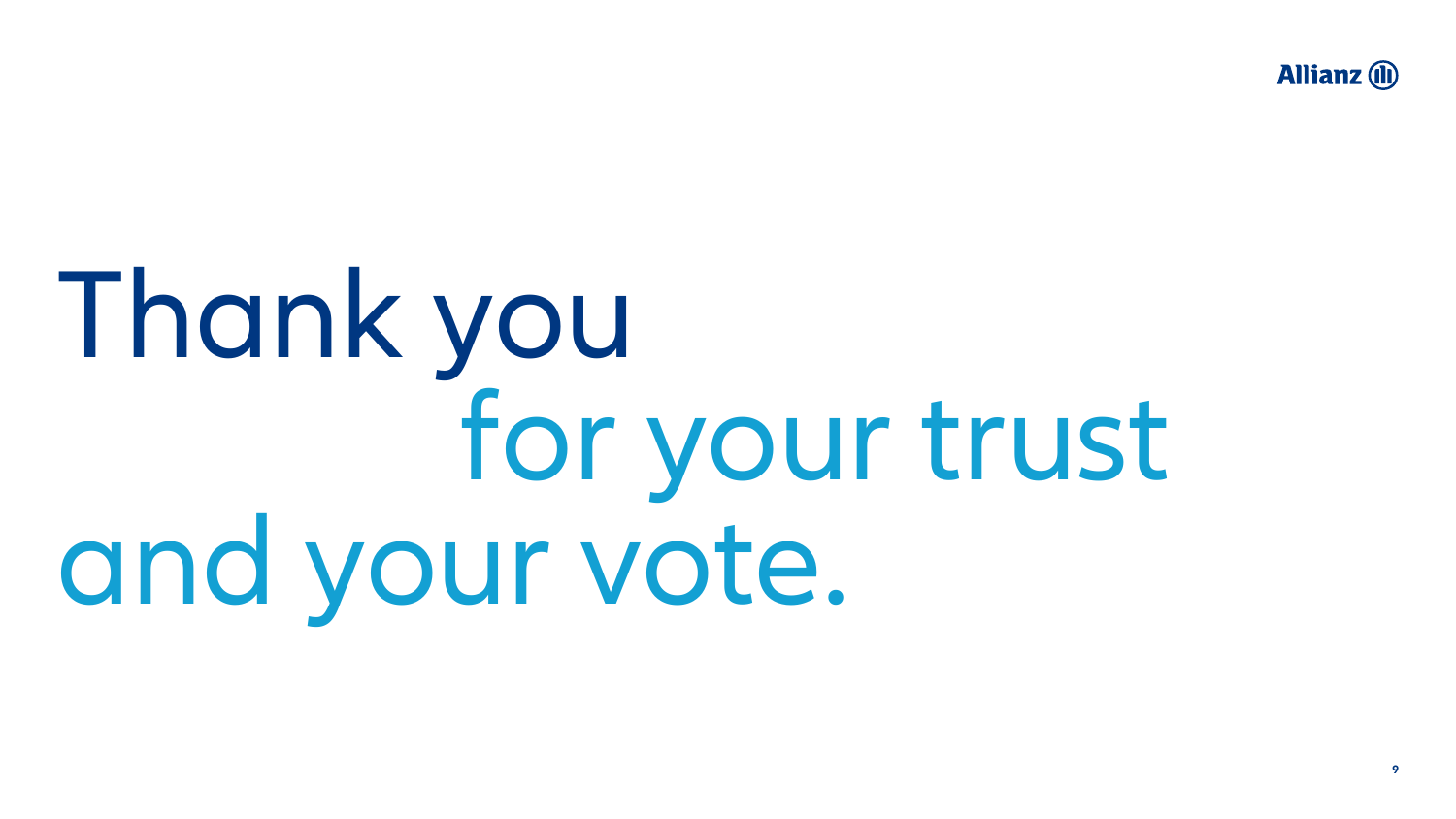# Thank you for your trust and your vote.